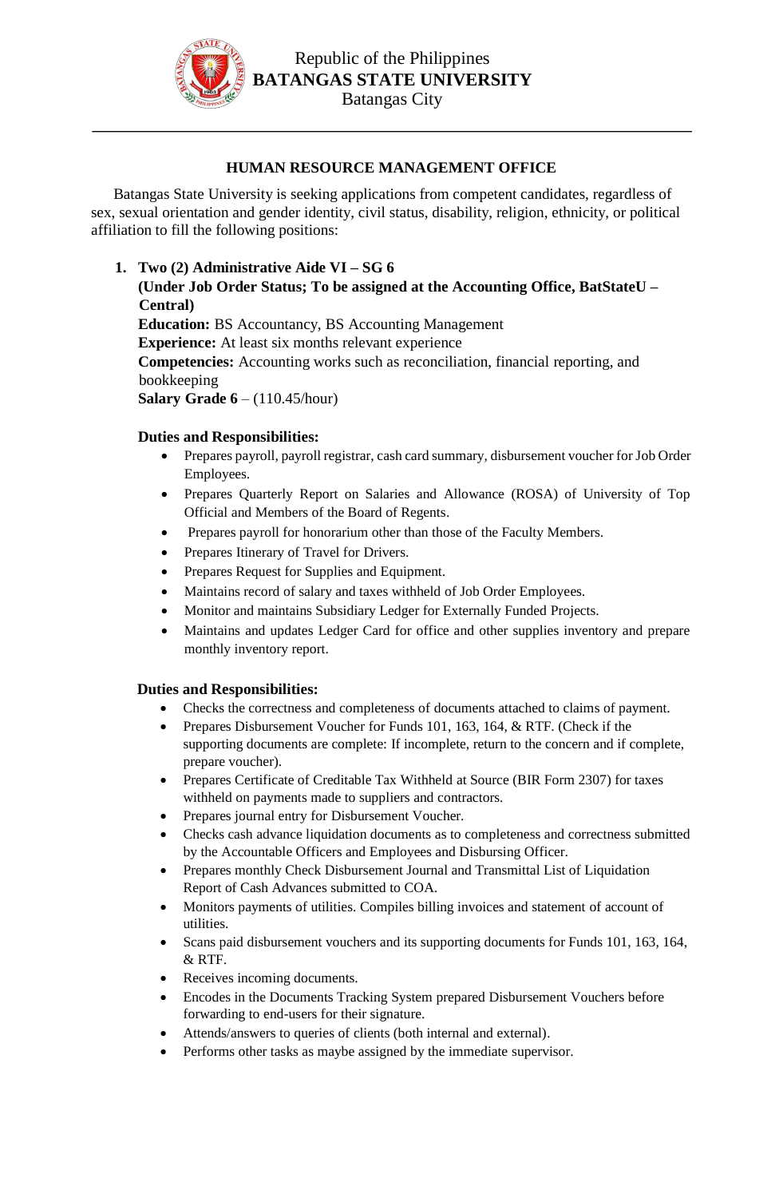Republic of the Philippines
**BATANGAS STATE UNIVERSITY**
Batangas City

## HUMAN RESOURCE MANAGEMENT OFFICE

Batangas State University is seeking applications from competent candidates, regardless of sex, sexual orientation and gender identity, civil status, disability, religion, ethnicity, or political affiliation to fill the following positions:

1. **Two (2) Administrative Aide VI – SG 6**
   **(Under Job Order Status; To be assigned at the Accounting Office, BatStateU – Central)**
   **Education:** BS Accountancy, BS Accounting Management
   **Experience:** At least six months relevant experience
   **Competencies:** Accounting works such as reconciliation, financial reporting, and bookkeeping
   **Salary Grade 6** – (110.45/hour)

   **Duties and Responsibilities:**

   - Prepares payroll, payroll registrar, cash card summary, disbursement voucher for Job Order Employees.
   - Prepares Quarterly Report on Salaries and Allowance (ROSA) of University of Top Official and Members of the Board of Regents.
   - Prepares payroll for honorarium other than those of the Faculty Members.
   - Prepares Itinerary of Travel for Drivers.
   - Prepares Request for Supplies and Equipment.
   - Maintains record of salary and taxes withheld of Job Order Employees.
   - Monitor and maintains Subsidiary Ledger for Externally Funded Projects.
   - Maintains and updates Ledger Card for office and other supplies inventory and prepare monthly inventory report.

   **Duties and Responsibilities:**

   - Checks the correctness and completeness of documents attached to claims of payment.
   - Prepares Disbursement Voucher for Funds 101, 163, 164, & RTF. (Check if the supporting documents are complete: If incomplete, return to the concern and if complete, prepare voucher).
   - Prepares Certificate of Creditable Tax Withheld at Source (BIR Form 2307) for taxes withheld on payments made to suppliers and contractors.
   - Prepares journal entry for Disbursement Voucher.
   - Checks cash advance liquidation documents as to completeness and correctness submitted by the Accountable Officers and Employees and Disbursing Officer.
   - Prepares monthly Check Disbursement Journal and Transmittal List of Liquidation Report of Cash Advances submitted to COA.
   - Monitors payments of utilities. Compiles billing invoices and statement of account of utilities.
   - Scans paid disbursement vouchers and its supporting documents for Funds 101, 163, 164, & RTF.
   - Receives incoming documents.
   - Encodes in the Documents Tracking System prepared Disbursement Vouchers before forwarding to end-users for their signature.
   - Attends/answers to queries of clients (both internal and external).
   - Performs other tasks as maybe assigned by the immediate supervisor.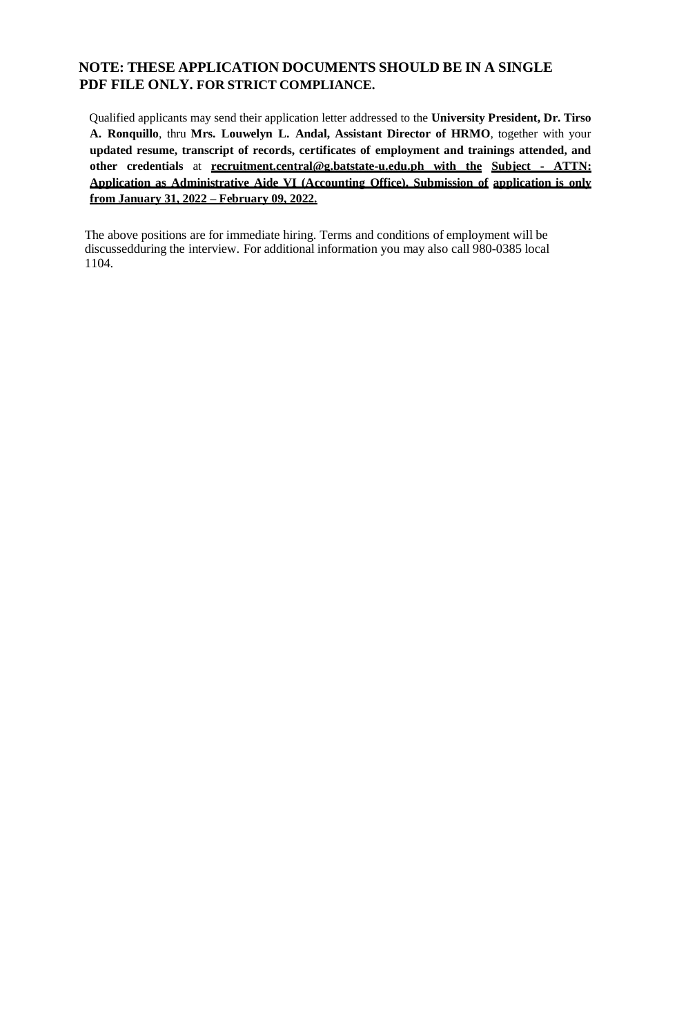**NOTE: THESE APPLICATION DOCUMENTS SHOULD BE IN A SINGLE PDF FILE ONLY. FOR STRICT COMPLIANCE.**

Qualified applicants may send their application letter addressed to the **University President, Dr. Tirso A. Ronquillo**, thru **Mrs. Louwelyn L. Andal, Assistant Director of HRMO**, together with your **updated resume, transcript of records, certificates of employment and trainings attended, and other credentials** at **recruitment.central@g.batstate-u.edu.ph with the Subject - ATTN: Application as Administrative Aide VI (Accounting Office). Submission of application is only from January 31, 2022 – February 09, 2022.**

The above positions are for immediate hiring. Terms and conditions of employment will be discussedduring the interview. For additional information you may also call 980-0385 local 1104.